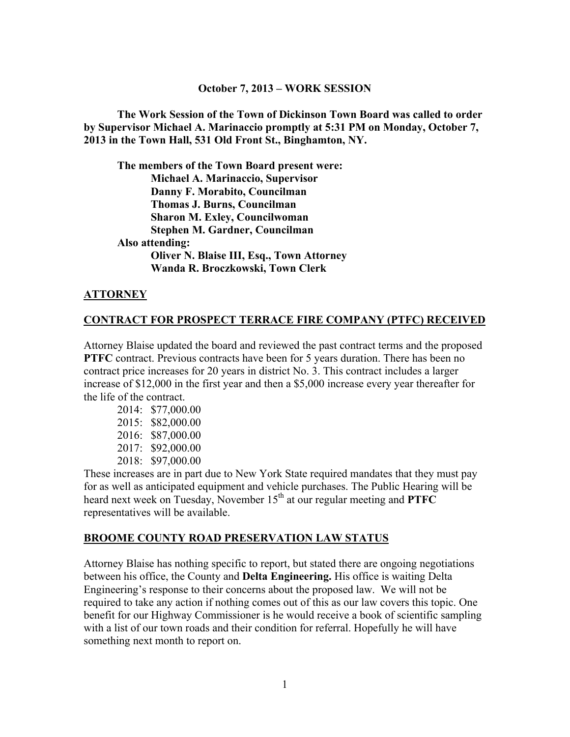**October 7, 2013 – WORK SESSION**

**The Work Session of the Town of Dickinson Town Board was called to order by Supervisor Michael A. Marinaccio promptly at 5:31 PM on Monday, October 7, 2013 in the Town Hall, 531 Old Front St., Binghamton, NY.**

**The members of the Town Board present were:**
**Michael A. Marinaccio, Supervisor**
**Danny F. Morabito, Councilman**
**Thomas J. Burns, Councilman**
**Sharon M. Exley, Councilwoman**
**Stephen M. Gardner, Councilman**
**Also attending:**
**Oliver N. Blaise III, Esq., Town Attorney**
**Wanda R. Broczkowski, Town Clerk**

## ATTORNEY

## CONTRACT FOR PROSPECT TERRACE FIRE COMPANY (PTFC) RECEIVED

Attorney Blaise updated the board and reviewed the past contract terms and the proposed **PTFC** contract. Previous contracts have been for 5 years duration. There has been no contract price increases for 20 years in district No. 3. This contract includes a larger increase of $12,000 in the first year and then a $5,000 increase every year thereafter for the life of the contract.

2014: $77,000.00
2015: $82,000.00
2016: $87,000.00
2017: $92,000.00
2018: $97,000.00

These increases are in part due to New York State required mandates that they must pay for as well as anticipated equipment and vehicle purchases. The Public Hearing will be heard next week on Tuesday, November 15th at our regular meeting and **PTFC** representatives will be available.

## BROOME COUNTY ROAD PRESERVATION LAW STATUS

Attorney Blaise has nothing specific to report, but stated there are ongoing negotiations between his office, the County and **Delta Engineering.** His office is waiting Delta Engineering's response to their concerns about the proposed law. We will not be required to take any action if nothing comes out of this as our law covers this topic. One benefit for our Highway Commissioner is he would receive a book of scientific sampling with a list of our town roads and their condition for referral. Hopefully he will have something next month to report on.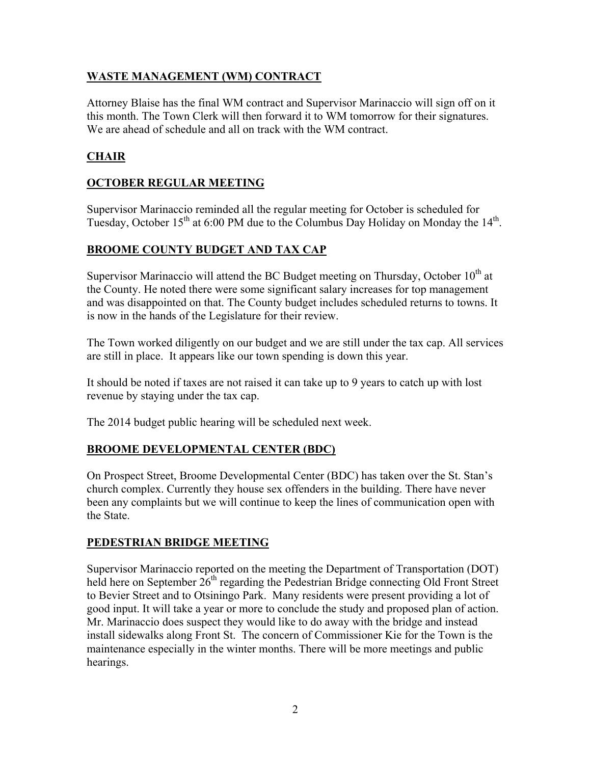## WASTE MANAGEMENT (WM) CONTRACT

Attorney Blaise has the final WM contract and Supervisor Marinaccio will sign off on it this month. The Town Clerk will then forward it to WM tomorrow for their signatures. We are ahead of schedule and all on track with the WM contract.

## CHAIR

## OCTOBER REGULAR MEETING

Supervisor Marinaccio reminded all the regular meeting for October is scheduled for Tuesday, October 15th at 6:00 PM due to the Columbus Day Holiday on Monday the 14th.

## BROOME COUNTY BUDGET AND TAX CAP

Supervisor Marinaccio will attend the BC Budget meeting on Thursday, October 10th at the County. He noted there were some significant salary increases for top management and was disappointed on that. The County budget includes scheduled returns to towns. It is now in the hands of the Legislature for their review.

The Town worked diligently on our budget and we are still under the tax cap. All services are still in place. It appears like our town spending is down this year.

It should be noted if taxes are not raised it can take up to 9 years to catch up with lost revenue by staying under the tax cap.

The 2014 budget public hearing will be scheduled next week.

## BROOME DEVELOPMENTAL CENTER (BDC)

On Prospect Street, Broome Developmental Center (BDC) has taken over the St. Stan's church complex. Currently they house sex offenders in the building. There have never been any complaints but we will continue to keep the lines of communication open with the State.

## PEDESTRIAN BRIDGE MEETING

Supervisor Marinaccio reported on the meeting the Department of Transportation (DOT) held here on September 26th regarding the Pedestrian Bridge connecting Old Front Street to Bevier Street and to Otsiningo Park. Many residents were present providing a lot of good input. It will take a year or more to conclude the study and proposed plan of action. Mr. Marinaccio does suspect they would like to do away with the bridge and instead install sidewalks along Front St. The concern of Commissioner Kie for the Town is the maintenance especially in the winter months. There will be more meetings and public hearings.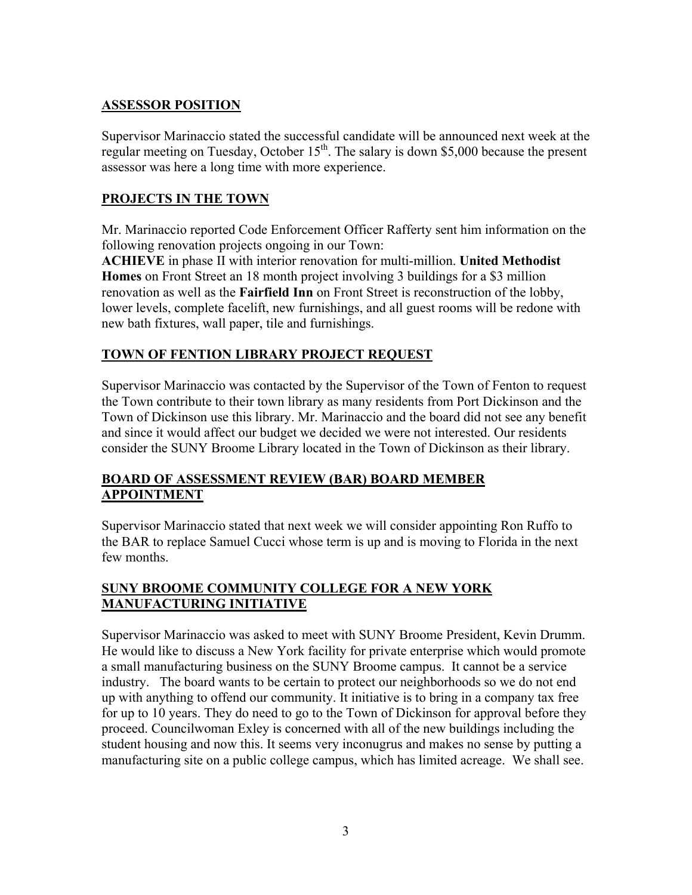## ASSESSOR POSITION

Supervisor Marinaccio stated the successful candidate will be announced next week at the regular meeting on Tuesday, October 15th. The salary is down $5,000 because the present assessor was here a long time with more experience.

## PROJECTS IN THE TOWN

Mr. Marinaccio reported Code Enforcement Officer Rafferty sent him information on the following renovation projects ongoing in our Town:
**ACHIEVE** in phase II with interior renovation for multi-million. **United Methodist Homes** on Front Street an 18 month project involving 3 buildings for a $3 million renovation as well as the **Fairfield Inn** on Front Street is reconstruction of the lobby, lower levels, complete facelift, new furnishings, and all guest rooms will be redone with new bath fixtures, wall paper, tile and furnishings.

## TOWN OF FENTION LIBRARY PROJECT REQUEST

Supervisor Marinaccio was contacted by the Supervisor of the Town of Fenton to request the Town contribute to their town library as many residents from Port Dickinson and the Town of Dickinson use this library. Mr. Marinaccio and the board did not see any benefit and since it would affect our budget we decided we were not interested. Our residents consider the SUNY Broome Library located in the Town of Dickinson as their library.

## BOARD OF ASSESSMENT REVIEW (BAR) BOARD MEMBER APPOINTMENT

Supervisor Marinaccio stated that next week we will consider appointing Ron Ruffo to the BAR to replace Samuel Cucci whose term is up and is moving to Florida in the next few months.

## SUNY BROOME COMMUNITY COLLEGE FOR A NEW YORK MANUFACTURING INITIATIVE

Supervisor Marinaccio was asked to meet with SUNY Broome President, Kevin Drumm. He would like to discuss a New York facility for private enterprise which would promote a small manufacturing business on the SUNY Broome campus. It cannot be a service industry. The board wants to be certain to protect our neighborhoods so we do not end up with anything to offend our community. It initiative is to bring in a company tax free for up to 10 years. They do need to go to the Town of Dickinson for approval before they proceed. Councilwoman Exley is concerned with all of the new buildings including the student housing and now this. It seems very inconugrus and makes no sense by putting a manufacturing site on a public college campus, which has limited acreage. We shall see.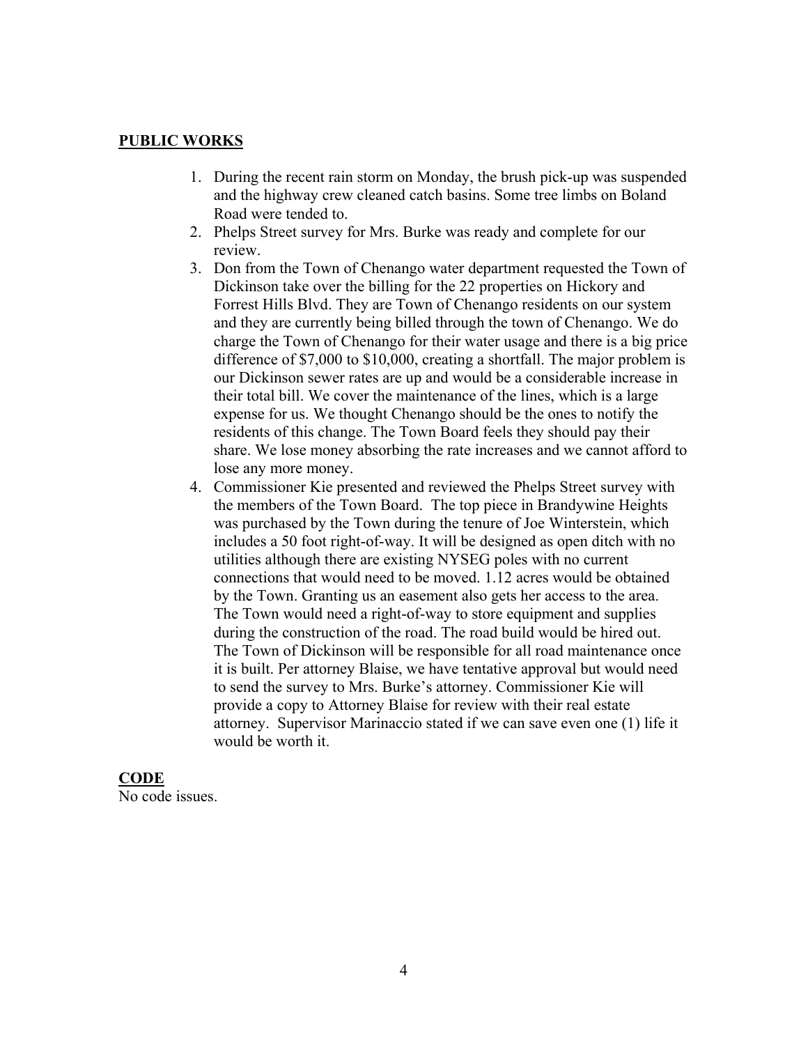**PUBLIC WORKS**

1. During the recent rain storm on Monday, the brush pick-up was suspended and the highway crew cleaned catch basins. Some tree limbs on Boland Road were tended to.
2. Phelps Street survey for Mrs. Burke was ready and complete for our review.
3. Don from the Town of Chenango water department requested the Town of Dickinson take over the billing for the 22 properties on Hickory and Forrest Hills Blvd. They are Town of Chenango residents on our system and they are currently being billed through the town of Chenango. We do charge the Town of Chenango for their water usage and there is a big price difference of $7,000 to $10,000, creating a shortfall. The major problem is our Dickinson sewer rates are up and would be a considerable increase in their total bill. We cover the maintenance of the lines, which is a large expense for us. We thought Chenango should be the ones to notify the residents of this change. The Town Board feels they should pay their share. We lose money absorbing the rate increases and we cannot afford to lose any more money.
4. Commissioner Kie presented and reviewed the Phelps Street survey with the members of the Town Board. The top piece in Brandywine Heights was purchased by the Town during the tenure of Joe Winterstein, which includes a 50 foot right-of-way. It will be designed as open ditch with no utilities although there are existing NYSEG poles with no current connections that would need to be moved. 1.12 acres would be obtained by the Town. Granting us an easement also gets her access to the area. The Town would need a right-of-way to store equipment and supplies during the construction of the road. The road build would be hired out. The Town of Dickinson will be responsible for all road maintenance once it is built. Per attorney Blaise, we have tentative approval but would need to send the survey to Mrs. Burke's attorney. Commissioner Kie will provide a copy to Attorney Blaise for review with their real estate attorney. Supervisor Marinaccio stated if we can save even one (1) life it would be worth it.

**CODE**

No code issues.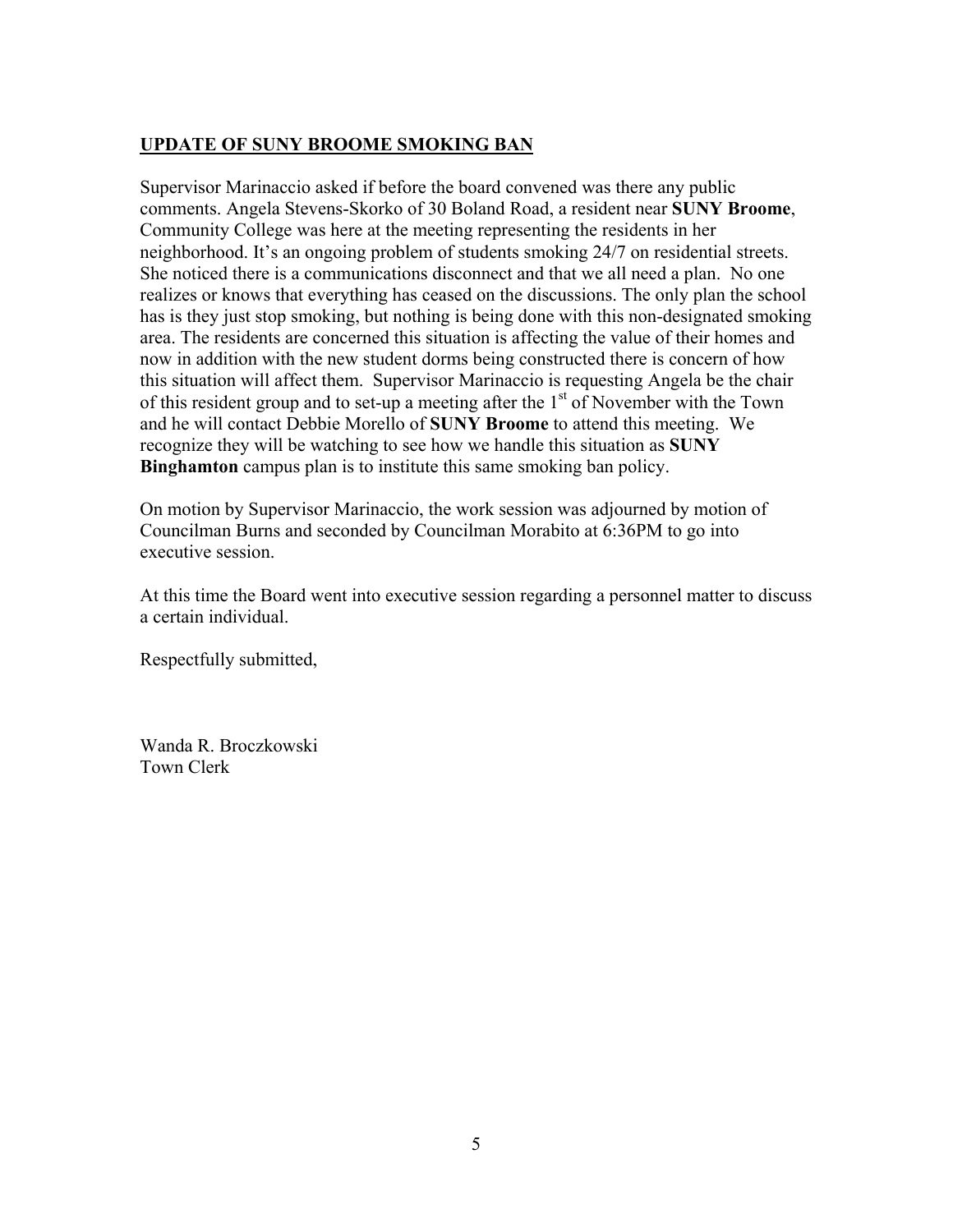## UPDATE OF SUNY BROOME SMOKING BAN

Supervisor Marinaccio asked if before the board convened was there any public comments. Angela Stevens-Skorko of 30 Boland Road, a resident near **SUNY Broome**, Community College was here at the meeting representing the residents in her neighborhood. It's an ongoing problem of students smoking 24/7 on residential streets. She noticed there is a communications disconnect and that we all need a plan. No one realizes or knows that everything has ceased on the discussions. The only plan the school has is they just stop smoking, but nothing is being done with this non-designated smoking area. The residents are concerned this situation is affecting the value of their homes and now in addition with the new student dorms being constructed there is concern of how this situation will affect them. Supervisor Marinaccio is requesting Angela be the chair of this resident group and to set-up a meeting after the 1st of November with the Town and he will contact Debbie Morello of **SUNY Broome** to attend this meeting. We recognize they will be watching to see how we handle this situation as **SUNY Binghamton** campus plan is to institute this same smoking ban policy.

On motion by Supervisor Marinaccio, the work session was adjourned by motion of Councilman Burns and seconded by Councilman Morabito at 6:36PM to go into executive session.

At this time the Board went into executive session regarding a personnel matter to discuss a certain individual.

Respectfully submitted,

Wanda R. Broczkowski
Town Clerk